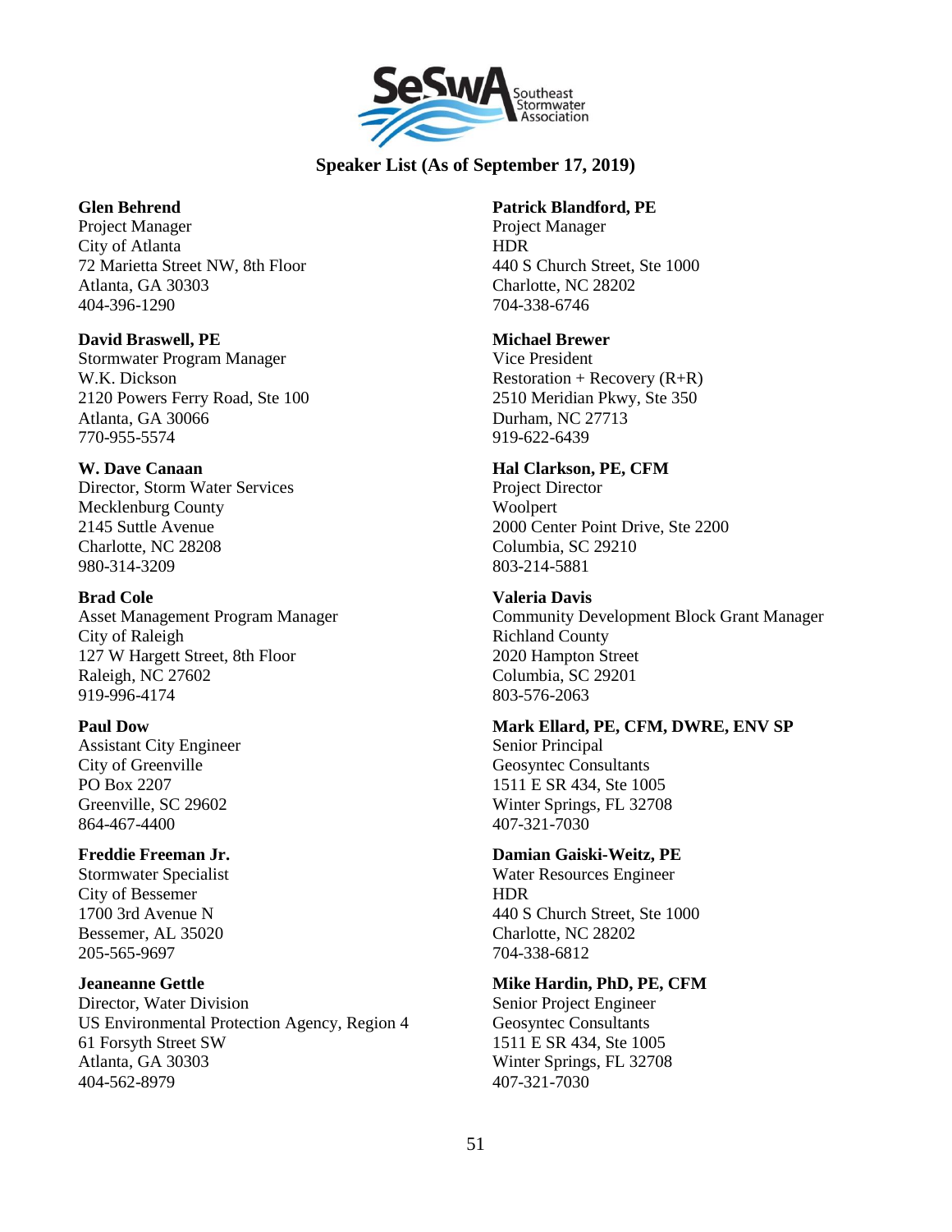# Speaker List (As of September 17, 2019)

**Glen Behrend**
Project Manager
City of Atlanta
72 Marietta Street NW, 8th Floor
Atlanta, GA 30303
404-396-1290

**David Braswell, PE**
Stormwater Program Manager
W.K. Dickson
2120 Powers Ferry Road, Ste 100
Atlanta, GA 30066
770-955-5574

**W. Dave Canaan**
Director, Storm Water Services
Mecklenburg County
2145 Suttle Avenue
Charlotte, NC 28208
980-314-3209

**Brad Cole**
Asset Management Program Manager
City of Raleigh
127 W Hargett Street, 8th Floor
Raleigh, NC 27602
919-996-4174

**Paul Dow**
Assistant City Engineer
City of Greenville
PO Box 2207
Greenville, SC 29602
864-467-4400

**Freddie Freeman Jr.**
Stormwater Specialist
City of Bessemer
1700 3rd Avenue N
Bessemer, AL 35020
205-565-9697

**Jeaneanne Gettle**
Director, Water Division
US Environmental Protection Agency, Region 4
61 Forsyth Street SW
Atlanta, GA 30303
404-562-8979

**Patrick Blandford, PE**
Project Manager
HDR
440 S Church Street, Ste 1000
Charlotte, NC 28202
704-338-6746

**Michael Brewer**
Vice President
Restoration + Recovery (R+R)
2510 Meridian Pkwy, Ste 350
Durham, NC 27713
919-622-6439

**Hal Clarkson, PE, CFM**
Project Director
Woolpert
2000 Center Point Drive, Ste 2200
Columbia, SC 29210
803-214-5881

**Valeria Davis**
Community Development Block Grant Manager
Richland County
2020 Hampton Street
Columbia, SC 29201
803-576-2063

**Mark Ellard, PE, CFM, DWRE, ENV SP**
Senior Principal
Geosyntec Consultants
1511 E SR 434, Ste 1005
Winter Springs, FL 32708
407-321-7030

**Damian Gaiski-Weitz, PE**
Water Resources Engineer
HDR
440 S Church Street, Ste 1000
Charlotte, NC 28202
704-338-6812

**Mike Hardin, PhD, PE, CFM**
Senior Project Engineer
Geosyntec Consultants
1511 E SR 434, Ste 1005
Winter Springs, FL 32708
407-321-7030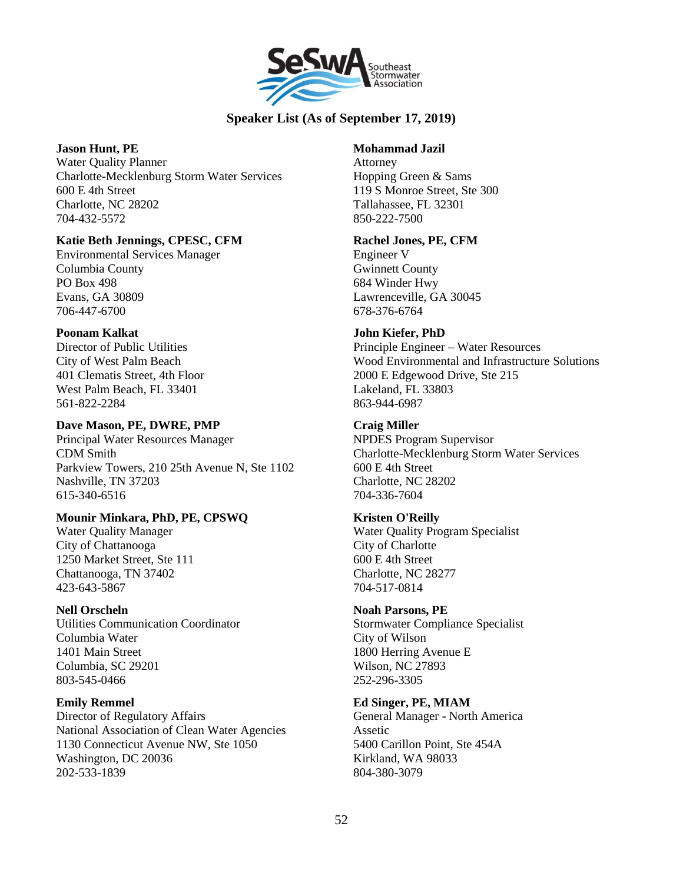## Speaker List (As of September 17, 2019)

**Jason Hunt, PE**
Water Quality Planner
Charlotte-Mecklenburg Storm Water Services
600 E 4th Street
Charlotte, NC 28202
704-432-5572

**Katie Beth Jennings, CPESC, CFM**
Environmental Services Manager
Columbia County
PO Box 498
Evans, GA 30809
706-447-6700

**Poonam Kalkat**
Director of Public Utilities
City of West Palm Beach
401 Clematis Street, 4th Floor
West Palm Beach, FL 33401
561-822-2284

**Dave Mason, PE, DWRE, PMP**
Principal Water Resources Manager
CDM Smith
Parkview Towers, 210 25th Avenue N, Ste 1102
Nashville, TN 37203
615-340-6516

**Mounir Minkara, PhD, PE, CPSWQ**
Water Quality Manager
City of Chattanooga
1250 Market Street, Ste 111
Chattanooga, TN 37402
423-643-5867

**Nell Orscheln**
Utilities Communication Coordinator
Columbia Water
1401 Main Street
Columbia, SC 29201
803-545-0466

**Emily Remmel**
Director of Regulatory Affairs
National Association of Clean Water Agencies
1130 Connecticut Avenue NW, Ste 1050
Washington, DC 20036
202-533-1839

**Mohammad Jazil**
Attorney
Hopping Green & Sams
119 S Monroe Street, Ste 300
Tallahassee, FL 32301
850-222-7500

**Rachel Jones, PE, CFM**
Engineer V
Gwinnett County
684 Winder Hwy
Lawrenceville, GA 30045
678-376-6764

**John Kiefer, PhD**
Principle Engineer – Water Resources
Wood Environmental and Infrastructure Solutions
2000 E Edgewood Drive, Ste 215
Lakeland, FL 33803
863-944-6987

**Craig Miller**
NPDES Program Supervisor
Charlotte-Mecklenburg Storm Water Services
600 E 4th Street
Charlotte, NC 28202
704-336-7604

**Kristen O'Reilly**
Water Quality Program Specialist
City of Charlotte
600 E 4th Street
Charlotte, NC 28277
704-517-0814

**Noah Parsons, PE**
Stormwater Compliance Specialist
City of Wilson
1800 Herring Avenue E
Wilson, NC 27893
252-296-3305

**Ed Singer, PE, MIAM**
General Manager - North America
Assetic
5400 Carillon Point, Ste 454A
Kirkland, WA 98033
804-380-3079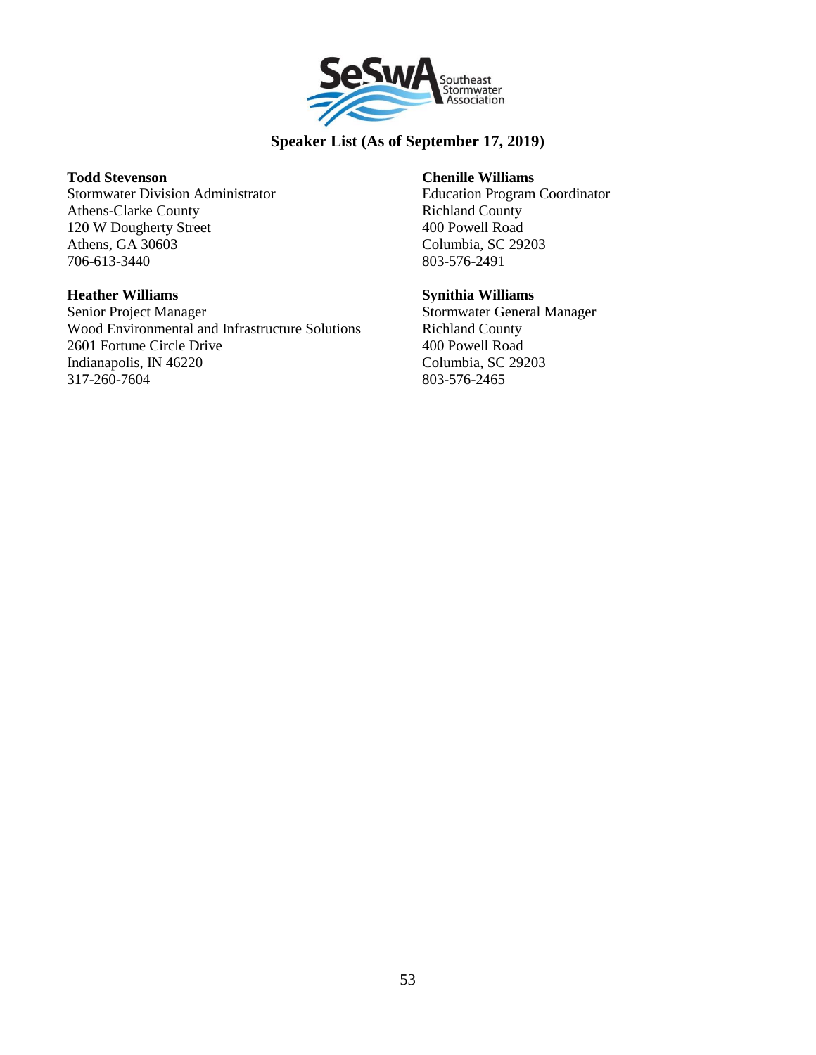## Speaker List (As of September 17, 2019)

**Todd Stevenson**
Stormwater Division Administrator
Athens-Clarke County
120 W Dougherty Street
Athens, GA 30603
706-613-3440

**Heather Williams**
Senior Project Manager
Wood Environmental and Infrastructure Solutions
2601 Fortune Circle Drive
Indianapolis, IN 46220
317-260-7604

**Chenille Williams**
Education Program Coordinator
Richland County
400 Powell Road
Columbia, SC 29203
803-576-2491

**Synithia Williams**
Stormwater General Manager
Richland County
400 Powell Road
Columbia, SC 29203
803-576-2465